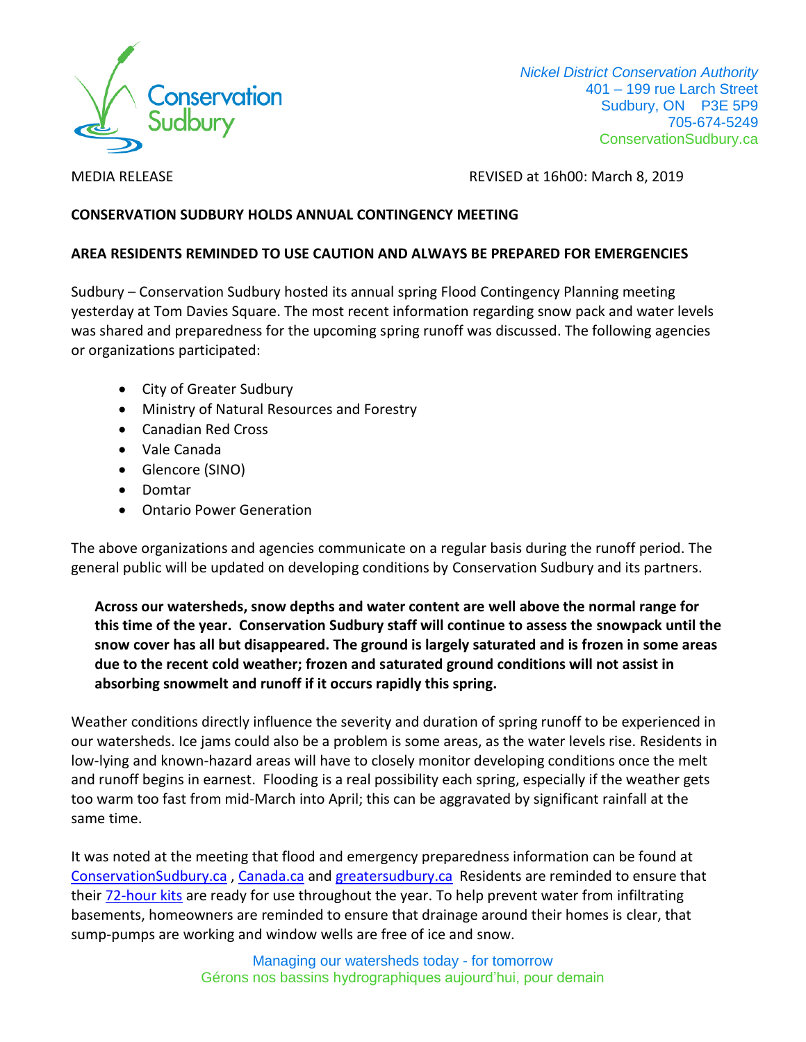Conservation Sudbury

*Nickel District Conservation Authority*
401 – 199 rue Larch Street
Sudbury, ON P3E 5P9
705-674-5249
ConservationSudbury.ca

MEDIA RELEASE

REVISED at 16h00: March 8, 2019

**CONSERVATION SUDBURY HOLDS ANNUAL CONTINGENCY MEETING**

**AREA RESIDENTS REMINDED TO USE CAUTION AND ALWAYS BE PREPARED FOR EMERGENCIES**

Sudbury – Conservation Sudbury hosted its annual spring Flood Contingency Planning meeting yesterday at Tom Davies Square. The most recent information regarding snow pack and water levels was shared and preparedness for the upcoming spring runoff was discussed. The following agencies or organizations participated:

- City of Greater Sudbury
- Ministry of Natural Resources and Forestry
- Canadian Red Cross
- Vale Canada
- Glencore (SINO)
- Domtar
- Ontario Power Generation

The above organizations and agencies communicate on a regular basis during the runoff period. The general public will be updated on developing conditions by Conservation Sudbury and its partners.

**Across our watersheds, snow depths and water content are well above the normal range for this time of the year. Conservation Sudbury staff will continue to assess the snowpack until the snow cover has all but disappeared. The ground is largely saturated and is frozen in some areas due to the recent cold weather; frozen and saturated ground conditions will not assist in absorbing snowmelt and runoff if it occurs rapidly this spring.**

Weather conditions directly influence the severity and duration of spring runoff to be experienced in our watersheds. Ice jams could also be a problem is some areas, as the water levels rise. Residents in low-lying and known-hazard areas will have to closely monitor developing conditions once the melt and runoff begins in earnest. Flooding is a real possibility each spring, especially if the weather gets too warm too fast from mid-March into April; this can be aggravated by significant rainfall at the same time.

It was noted at the meeting that flood and emergency preparedness information can be found at ConservationSudbury.ca , Canada.ca and greatersudbury.ca Residents are reminded to ensure that their 72-hour kits are ready for use throughout the year. To help prevent water from infiltrating basements, homeowners are reminded to ensure that drainage around their homes is clear, that sump-pumps are working and window wells are free of ice and snow.

Managing our watersheds today - for tomorrow
Gérons nos bassins hydrographiques aujourd'hui, pour demain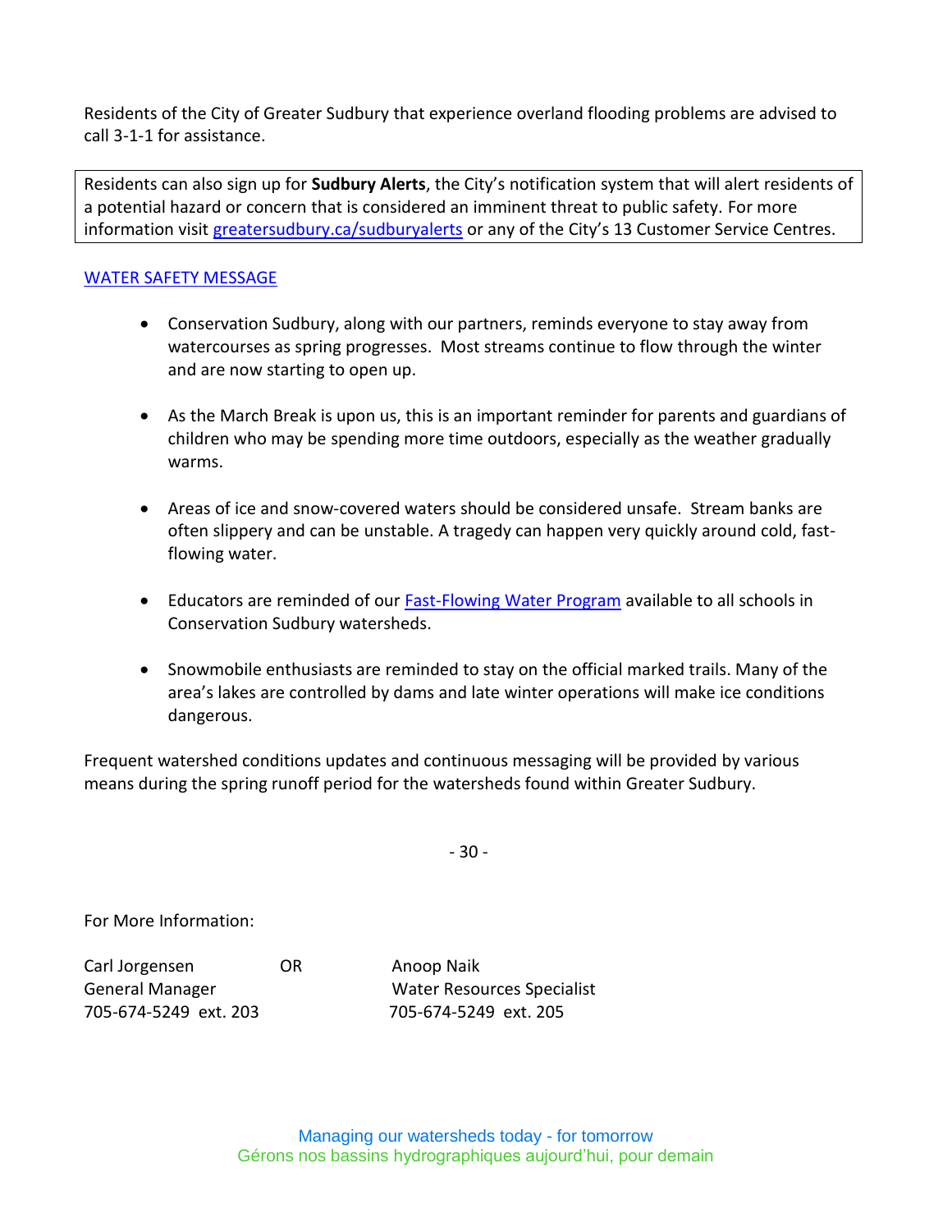Residents of the City of Greater Sudbury that experience overland flooding problems are advised to call 3-1-1 for assistance.

Residents can also sign up for **Sudbury Alerts**, the City's notification system that will alert residents of a potential hazard or concern that is considered an imminent threat to public safety. For more information visit [greatersudbury.ca/sudburyalerts](greatersudbury.ca/sudburyalerts) or any of the City's 13 Customer Service Centres.

WATER SAFETY MESSAGE

- Conservation Sudbury, along with our partners, reminds everyone to stay away from watercourses as spring progresses. Most streams continue to flow through the winter and are now starting to open up.

- As the March Break is upon us, this is an important reminder for parents and guardians of children who may be spending more time outdoors, especially as the weather gradually warms.

- Areas of ice and snow-covered waters should be considered unsafe. Stream banks are often slippery and can be unstable. A tragedy can happen very quickly around cold, fast-flowing water.

- Educators are reminded of our Fast-Flowing Water Program available to all schools in Conservation Sudbury watersheds.

- Snowmobile enthusiasts are reminded to stay on the official marked trails. Many of the area's lakes are controlled by dams and late winter operations will make ice conditions dangerous.

Frequent watershed conditions updates and continuous messaging will be provided by various means during the spring runoff period for the watersheds found within Greater Sudbury.

\- 30 -

For More Information:

| | | |
|---|---|---|
| Carl Jorgensen | OR | Anoop Naik |
| General Manager | | Water Resources Specialist |
| 705-674-5249 ext. 203 | | 705-674-5249 ext. 205 |

Managing our watersheds today - for tomorrow
Gérons nos bassins hydrographiques aujourd'hui, pour demain